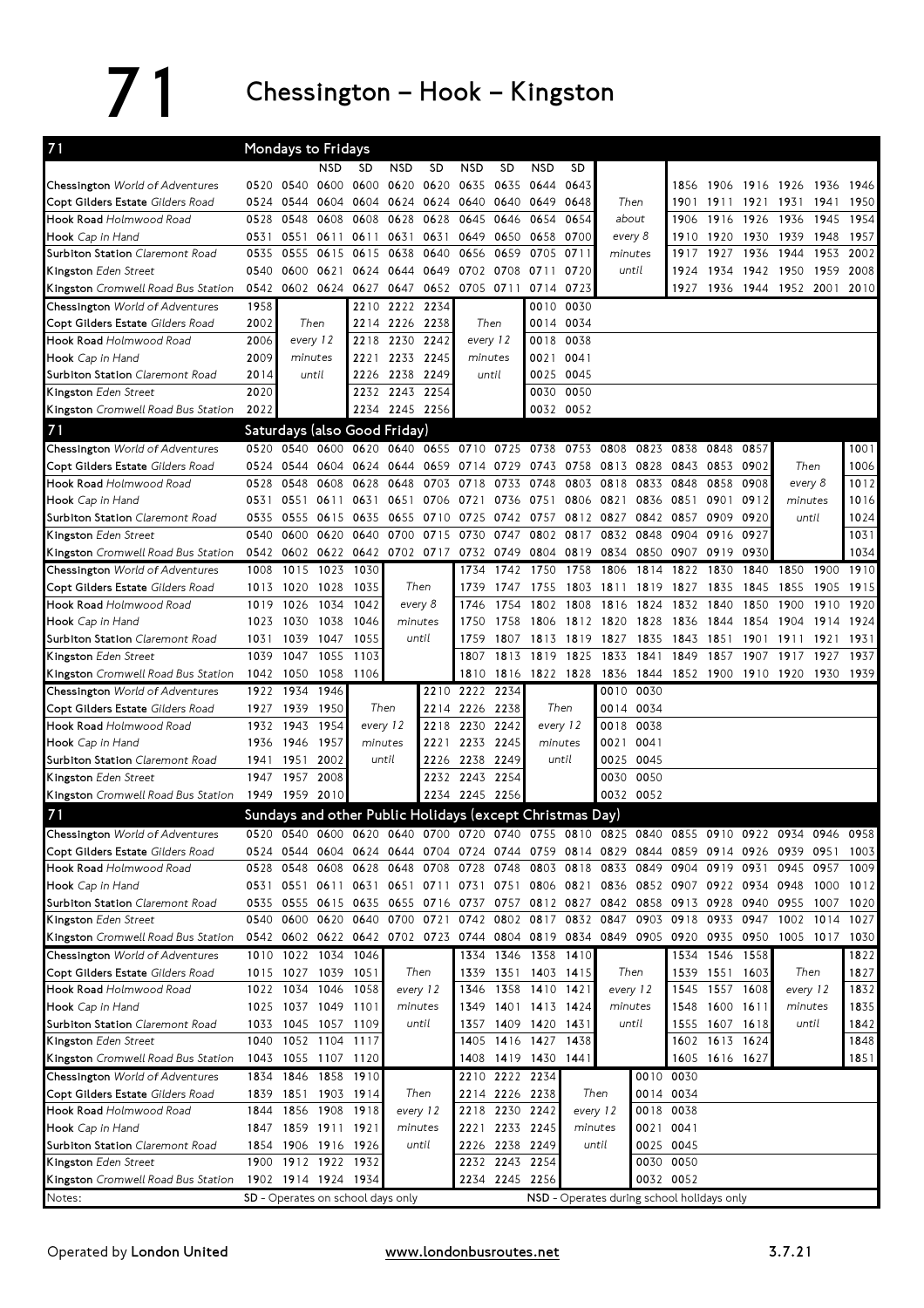# 71 Chessington – Hook – Kingston

## Mondays to Fridays

| 71 | | | NSD | SD | NSD | SD | NSD | SD | NSD | SD | | | | | | | |
|---|---|---|---|---|---|---|---|---|---|---|---|---|---|---|---|---|---|
| **Chessington** *World of Adventures* | 0520 | 0540 | 0600 | 0600 | 0620 | 0620 | 0635 | 0635 | 0644 | 0643 | Then | 1856 | 1906 | 1916 | 1926 | 1936 | 1946 |
| **Copt Gilders Estate** *Gilders Road* | 0524 | 0544 | 0604 | 0604 | 0624 | 0624 | 0640 | 0640 | 0649 | 0648 | about | 1901 | 1911 | 1921 | 1931 | 1941 | 1950 |
| **Hook Road** *Holmwood Road* | 0528 | 0548 | 0608 | 0608 | 0628 | 0628 | 0645 | 0646 | 0654 | 0654 | every 8 | 1906 | 1916 | 1926 | 1936 | 1945 | 1954 |
| **Hook** *Cap in Hand* | 0531 | 0551 | 0611 | 0611 | 0631 | 0631 | 0649 | 0650 | 0658 | 0700 | minutes | 1910 | 1920 | 1930 | 1939 | 1948 | 1957 |
| **Surbiton Station** *Claremont Road* | 0535 | 0555 | 0615 | 0615 | 0638 | 0640 | 0656 | 0659 | 0705 | 0711 | until | 1917 | 1927 | 1936 | 1944 | 1953 | 2002 |
| **Kingston** *Eden Street* | 0540 | 0600 | 0621 | 0624 | 0644 | 0649 | 0702 | 0708 | 0711 | 0720 | | 1924 | 1934 | 1942 | 1950 | 1959 | 2008 |
| **Kingston** *Cromwell Road Bus Station* | 0542 | 0602 | 0624 | 0627 | 0647 | 0652 | 0705 | 0711 | 0714 | 0723 | | 1927 | 1936 | 1944 | 1952 | 2001 | 2010 |

| | | | | | | | | |
|---|---|---|---|---|---|---|---|---|
| **Chessington** *World of Adventures* | 1958 | Then | 2210 | 2222 | 2234 | Then | 0010 | 0030 |
| **Copt Gilders Estate** *Gilders Road* | 2002 | every 12 | 2214 | 2226 | 2238 | every 12 | 0014 | 0034 |
| **Hook Road** *Holmwood Road* | 2006 | minutes | 2218 | 2230 | 2242 | minutes | 0018 | 0038 |
| **Hook** *Cap in Hand* | 2009 | until | 2221 | 2233 | 2245 | until | 0021 | 0041 |
| **Surbiton Station** *Claremont Road* | 2014 | | 2226 | 2238 | 2249 | | 0025 | 0045 |
| **Kingston** *Eden Street* | 2020 | | 2232 | 2243 | 2254 | | 0030 | 0050 |
| **Kingston** *Cromwell Road Bus Station* | 2022 | | 2234 | 2245 | 2256 | | 0032 | 0052 |

## Saturdays (also Good Friday)

| 71 | | | | | | | | | | | | | | | | | |
|---|---|---|---|---|---|---|---|---|---|---|---|---|---|---|---|---|---|
| **Chessington** *World of Adventures* | 0520 | 0540 | 0600 | 0620 | 0640 | 0655 | 0710 | 0725 | 0738 | 0753 | 0808 | 0823 | 0838 | 0848 | 0857 | Then | 1001 |
| **Copt Gilders Estate** *Gilders Road* | 0524 | 0544 | 0604 | 0624 | 0644 | 0659 | 0714 | 0729 | 0743 | 0758 | 0813 | 0828 | 0843 | 0853 | 0902 | every 8 | 1006 |
| **Hook Road** *Holmwood Road* | 0528 | 0548 | 0608 | 0628 | 0648 | 0703 | 0718 | 0733 | 0748 | 0803 | 0818 | 0833 | 0848 | 0858 | 0908 | minutes | 1012 |
| **Hook** *Cap in Hand* | 0531 | 0551 | 0611 | 0631 | 0651 | 0706 | 0721 | 0736 | 0751 | 0806 | 0821 | 0836 | 0851 | 0901 | 0912 | until | 1016 |
| **Surbiton Station** *Claremont Road* | 0535 | 0555 | 0615 | 0635 | 0655 | 0710 | 0725 | 0742 | 0757 | 0812 | 0827 | 0842 | 0857 | 0909 | 0920 | | 1024 |
| **Kingston** *Eden Street* | 0540 | 0600 | 0620 | 0640 | 0700 | 0715 | 0730 | 0747 | 0802 | 0817 | 0832 | 0848 | 0904 | 0916 | 0927 | | 1031 |
| **Kingston** *Cromwell Road Bus Station* | 0542 | 0602 | 0622 | 0642 | 0702 | 0717 | 0732 | 0749 | 0804 | 0819 | 0834 | 0850 | 0907 | 0919 | 0930 | | 1034 |

| | | | | | | | | | | | | | | | | | |
|---|---|---|---|---|---|---|---|---|---|---|---|---|---|---|---|---|---|
| **Chessington** *World of Adventures* | 1008 | 1015 | 1023 | 1030 | Then | 1734 | 1742 | 1750 | 1758 | 1806 | 1814 | 1822 | 1830 | 1840 | 1850 | 1900 | 1910 |
| **Copt Gilders Estate** *Gilders Road* | 1013 | 1020 | 1028 | 1035 | every 8 | 1739 | 1747 | 1755 | 1803 | 1811 | 1819 | 1827 | 1835 | 1845 | 1855 | 1905 | 1915 |
| **Hook Road** *Holmwood Road* | 1019 | 1026 | 1034 | 1042 | minutes | 1746 | 1754 | 1802 | 1808 | 1816 | 1824 | 1832 | 1840 | 1850 | 1900 | 1910 | 1920 |
| **Hook** *Cap in Hand* | 1023 | 1030 | 1038 | 1046 | until | 1750 | 1758 | 1806 | 1812 | 1820 | 1828 | 1836 | 1844 | 1854 | 1904 | 1914 | 1924 |
| **Surbiton Station** *Claremont Road* | 1031 | 1039 | 1047 | 1055 | | 1759 | 1807 | 1813 | 1819 | 1827 | 1835 | 1843 | 1851 | 1901 | 1911 | 1921 | 1931 |
| **Kingston** *Eden Street* | 1039 | 1047 | 1055 | 1103 | | 1807 | 1813 | 1819 | 1825 | 1833 | 1841 | 1849 | 1857 | 1907 | 1917 | 1927 | 1937 |
| **Kingston** *Cromwell Road Bus Station* | 1042 | 1050 | 1058 | 1106 | | 1810 | 1816 | 1822 | 1828 | 1836 | 1844 | 1852 | 1900 | 1910 | 1920 | 1930 | 1939 |

| | | | | | | | | | | |
|---|---|---|---|---|---|---|---|---|---|---|
| **Chessington** *World of Adventures* | 1922 | 1934 | 1946 | Then | 2210 | 2222 | 2234 | Then | 0010 | 0030 |
| **Copt Gilders Estate** *Gilders Road* | 1927 | 1939 | 1950 | every 12 | 2214 | 2226 | 2238 | every 12 | 0014 | 0034 |
| **Hook Road** *Holmwood Road* | 1932 | 1943 | 1954 | minutes | 2218 | 2230 | 2242 | minutes | 0018 | 0038 |
| **Hook** *Cap in Hand* | 1936 | 1946 | 1957 | until | 2221 | 2233 | 2245 | until | 0021 | 0041 |
| **Surbiton Station** *Claremont Road* | 1941 | 1951 | 2002 | | 2226 | 2238 | 2249 | | 0025 | 0045 |
| **Kingston** *Eden Street* | 1947 | 1957 | 2008 | | 2232 | 2243 | 2254 | | 0030 | 0050 |
| **Kingston** *Cromwell Road Bus Station* | 1949 | 1959 | 2010 | | 2234 | 2245 | 2256 | | 0032 | 0052 |

## Sundays and other Public Holidays (except Christmas Day)

| 71 | | | | | | | | | | | | | | | | | | |
|---|---|---|---|---|---|---|---|---|---|---|---|---|---|---|---|---|---|---|
| **Chessington** *World of Adventures* | 0520 | 0540 | 0600 | 0620 | 0640 | 0700 | 0720 | 0740 | 0755 | 0810 | 0825 | 0840 | 0855 | 0910 | 0922 | 0934 | 0946 | 0958 |
| **Copt Gilders Estate** *Gilders Road* | 0524 | 0544 | 0604 | 0624 | 0644 | 0704 | 0724 | 0744 | 0759 | 0814 | 0829 | 0844 | 0859 | 0914 | 0926 | 0939 | 0951 | 1003 |
| **Hook Road** *Holmwood Road* | 0528 | 0548 | 0608 | 0628 | 0648 | 0708 | 0728 | 0748 | 0803 | 0818 | 0833 | 0849 | 0904 | 0919 | 0931 | 0945 | 0957 | 1009 |
| **Hook** *Cap in Hand* | 0531 | 0551 | 0611 | 0631 | 0651 | 0711 | 0731 | 0751 | 0806 | 0821 | 0836 | 0852 | 0907 | 0922 | 0934 | 0948 | 1000 | 1012 |
| **Surbiton Station** *Claremont Road* | 0535 | 0555 | 0615 | 0635 | 0655 | 0716 | 0737 | 0757 | 0812 | 0827 | 0842 | 0858 | 0913 | 0928 | 0940 | 0955 | 1007 | 1020 |
| **Kingston** *Eden Street* | 0540 | 0600 | 0620 | 0640 | 0700 | 0721 | 0742 | 0802 | 0817 | 0832 | 0847 | 0903 | 0918 | 0933 | 0947 | 1002 | 1014 | 1027 |
| **Kingston** *Cromwell Road Bus Station* | 0542 | 0602 | 0622 | 0642 | 0702 | 0723 | 0744 | 0804 | 0819 | 0834 | 0849 | 0905 | 0920 | 0935 | 0950 | 1005 | 1017 | 1030 |

| | | | | | | | | | | | | | | | | |
|---|---|---|---|---|---|---|---|---|---|---|---|---|---|---|---|---|
| **Chessington** *World of Adventures* | 1010 | 1022 | 1034 | 1046 | Then | 1334 | 1346 | 1358 | 1410 | Then | 1534 | 1546 | 1558 | Then | 1822 |
| **Copt Gilders Estate** *Gilders Road* | 1015 | 1027 | 1039 | 1051 | every 12 | 1339 | 1351 | 1403 | 1415 | every 12 | 1539 | 1551 | 1603 | every 12 | 1827 |
| **Hook Road** *Holmwood Road* | 1022 | 1034 | 1046 | 1058 | minutes | 1346 | 1358 | 1410 | 1421 | minutes | 1545 | 1557 | 1608 | minutes | 1832 |
| **Hook** *Cap in Hand* | 1025 | 1037 | 1049 | 1101 | until | 1349 | 1401 | 1413 | 1424 | until | 1548 | 1600 | 1611 | until | 1835 |
| **Surbiton Station** *Claremont Road* | 1033 | 1045 | 1057 | 1109 | | 1357 | 1409 | 1420 | 1431 | | 1555 | 1607 | 1618 | | 1842 |
| **Kingston** *Eden Street* | 1040 | 1052 | 1104 | 1117 | | 1405 | 1416 | 1427 | 1438 | | 1602 | 1613 | 1624 | | 1848 |
| **Kingston** *Cromwell Road Bus Station* | 1043 | 1055 | 1107 | 1120 | | 1408 | 1419 | 1430 | 1441 | | 1605 | 1616 | 1627 | | 1851 |

| | | | | | | | | | | | |
|---|---|---|---|---|---|---|---|---|---|---|---|
| **Chessington** *World of Adventures* | 1834 | 1846 | 1858 | 1910 | Then | 2210 | 2222 | 2234 | Then | 0010 | 0030 |
| **Copt Gilders Estate** *Gilders Road* | 1839 | 1851 | 1903 | 1914 | every 12 | 2214 | 2226 | 2238 | every 12 | 0014 | 0034 |
| **Hook Road** *Holmwood Road* | 1844 | 1856 | 1908 | 1918 | minutes | 2218 | 2230 | 2242 | minutes | 0018 | 0038 |
| **Hook** *Cap in Hand* | 1847 | 1859 | 1911 | 1921 | until | 2221 | 2233 | 2245 | until | 0021 | 0041 |
| **Surbiton Station** *Claremont Road* | 1854 | 1906 | 1916 | 1926 | | 2226 | 2238 | 2249 | | 0025 | 0045 |
| **Kingston** *Eden Street* | 1900 | 1912 | 1922 | 1932 | | 2232 | 2243 | 2254 | | 0030 | 0050 |
| **Kingston** *Cromwell Road Bus Station* | 1902 | 1914 | 1924 | 1934 | | 2234 | 2245 | 2256 | | 0032 | 0052 |

Notes: SD - Operates on school days only; NSD - Operates during school holidays only

Operated by **London United** www.londonbusroutes.net 3.7.21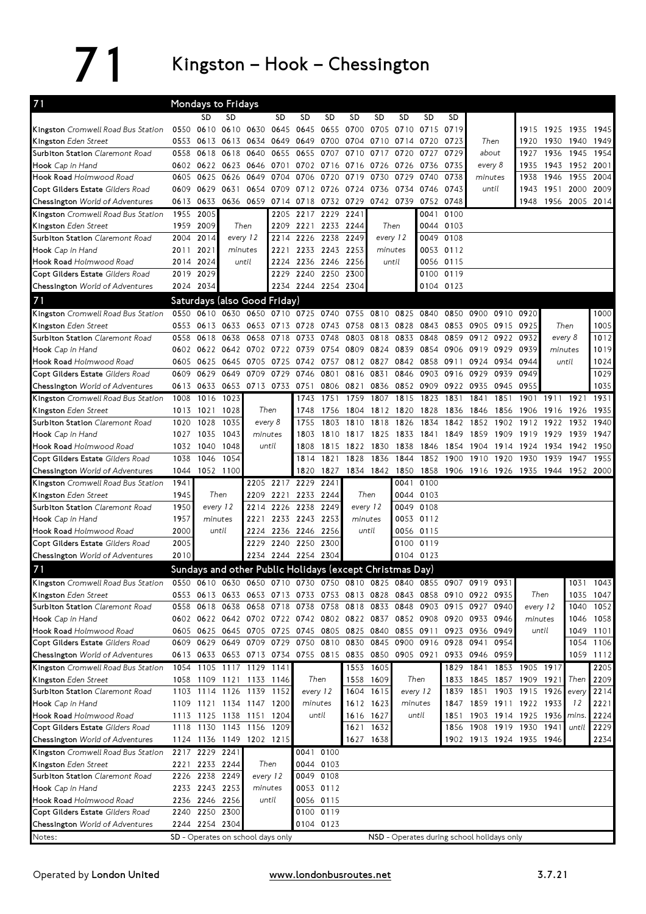# 71 Kingston – Hook – Chessington

## 71 Mondays to Fridays

| | | | | | | | | | | | | | | | | | |
|---|---|---|---|---|---|---|---|---|---|---|---|---|---|---|---|---|---|
| | | SD | SD | | SD | SD | SD | SD | SD | SD | SD | SD | | | | | |
| **Kingston** *Cromwell Road Bus Station* | 0550 | 0610 | 0610 | 0630 | 0645 | 0645 | 0655 | 0700 | 0705 | 0710 | 0715 | 0719 | Then | 1915 | 1925 | 1935 | 1945 |
| **Kingston** *Eden Street* | 0553 | 0613 | 0613 | 0634 | 0649 | 0649 | 0700 | 0704 | 0710 | 0714 | 0720 | 0723 | about | 1920 | 1930 | 1940 | 1949 |
| **Surbiton Station** *Claremont Road* | 0558 | 0618 | 0618 | 0640 | 0655 | 0655 | 0707 | 0710 | 0717 | 0720 | 0727 | 0729 | every 8 | 1927 | 1936 | 1945 | 1954 |
| **Hook** *Cap in Hand* | 0602 | 0622 | 0623 | 0646 | 0701 | 0702 | 0716 | 0716 | 0726 | 0726 | 0736 | 0735 | minutes | 1935 | 1943 | 1952 | 2001 |
| **Hook Road** *Holmwood Road* | 0605 | 0625 | 0626 | 0649 | 0704 | 0706 | 0720 | 0719 | 0730 | 0729 | 0740 | 0738 | until | 1938 | 1946 | 1955 | 2004 |
| **Copt Gilders Estate** *Gilders Road* | 0609 | 0629 | 0631 | 0654 | 0709 | 0712 | 0726 | 0724 | 0736 | 0734 | 0746 | 0743 | | 1943 | 1951 | 2000 | 2009 |
| **Chessington** *World of Adventures* | 0613 | 0633 | 0636 | 0659 | 0714 | 0718 | 0732 | 0729 | 0742 | 0739 | 0752 | 0748 | | 1948 | 1956 | 2005 | 2014 |

| | | | | | | | | | | |
|---|---|---|---|---|---|---|---|---|---|---|
| **Kingston** *Cromwell Road Bus Station* | 1955 | 2005 | Then | 2205 | 2217 | 2229 | 2241 | Then | 0041 | 0100 |
| **Kingston** *Eden Street* | 1959 | 2009 | every 12 | 2209 | 2221 | 2233 | 2244 | every 12 | 0044 | 0103 |
| **Surbiton Station** *Claremont Road* | 2004 | 2014 | minutes | 2214 | 2226 | 2238 | 2249 | minutes | 0049 | 0108 |
| **Hook** *Cap in Hand* | 2011 | 2021 | until | 2221 | 2233 | 2243 | 2253 | until | 0053 | 0112 |
| **Hook Road** *Holmwood Road* | 2014 | 2024 | | 2224 | 2236 | 2246 | 2256 | | 0056 | 0115 |
| **Copt Gilders Estate** *Gilders Road* | 2019 | 2029 | | 2229 | 2240 | 2250 | 2300 | | 0100 | 0119 |
| **Chessington** *World of Adventures* | 2024 | 2034 | | 2234 | 2244 | 2254 | 2304 | | 0104 | 0123 |

## 71 Saturdays (also Good Friday)

| | | | | | | | | | | | | | | | | | |
|---|---|---|---|---|---|---|---|---|---|---|---|---|---|---|---|---|---|
| **Kingston** *Cromwell Road Bus Station* | 0550 | 0610 | 0630 | 0650 | 0710 | 0725 | 0740 | 0755 | 0810 | 0825 | 0840 | 0850 | 0900 | 0910 | 0920 | Then | 1000 |
| **Kingston** *Eden Street* | 0553 | 0613 | 0633 | 0653 | 0713 | 0728 | 0743 | 0758 | 0813 | 0828 | 0843 | 0853 | 0905 | 0915 | 0925 | every 8 | 1005 |
| **Surbiton Station** *Claremont Road* | 0558 | 0618 | 0638 | 0658 | 0718 | 0733 | 0748 | 0803 | 0818 | 0833 | 0848 | 0859 | 0912 | 0922 | 0932 | minutes | 1012 |
| **Hook** *Cap in Hand* | 0602 | 0622 | 0642 | 0702 | 0722 | 0739 | 0754 | 0809 | 0824 | 0839 | 0854 | 0906 | 0919 | 0929 | 0939 | until | 1019 |
| **Hook Road** *Holmwood Road* | 0605 | 0625 | 0645 | 0705 | 0725 | 0742 | 0757 | 0812 | 0827 | 0842 | 0858 | 0911 | 0924 | 0934 | 0944 | | 1024 |
| **Copt Gilders Estate** *Gilders Road* | 0609 | 0629 | 0649 | 0709 | 0729 | 0746 | 0801 | 0816 | 0831 | 0846 | 0903 | 0916 | 0929 | 0939 | 0949 | | 1029 |
| **Chessington** *World of Adventures* | 0613 | 0633 | 0653 | 0713 | 0733 | 0751 | 0806 | 0821 | 0836 | 0852 | 0909 | 0922 | 0935 | 0945 | 0955 | | 1035 |

| | | | | | | | | | | | | | | | | | |
|---|---|---|---|---|---|---|---|---|---|---|---|---|---|---|---|---|---|
| **Kingston** *Cromwell Road Bus Station* | 1008 | 1016 | 1023 | Then | 1743 | 1751 | 1759 | 1807 | 1815 | 1823 | 1831 | 1841 | 1851 | 1901 | 1911 | 1921 | 1931 |
| **Kingston** *Eden Street* | 1013 | 1021 | 1028 | every 8 | 1748 | 1756 | 1804 | 1812 | 1820 | 1828 | 1836 | 1846 | 1856 | 1906 | 1916 | 1926 | 1935 |
| **Surbiton Station** *Claremont Road* | 1020 | 1028 | 1035 | minutes | 1755 | 1803 | 1810 | 1818 | 1826 | 1834 | 1842 | 1852 | 1902 | 1912 | 1922 | 1932 | 1940 |
| **Hook** *Cap in Hand* | 1027 | 1035 | 1043 | until | 1803 | 1810 | 1817 | 1825 | 1833 | 1841 | 1849 | 1859 | 1909 | 1919 | 1929 | 1939 | 1947 |
| **Hook Road** *Holmwood Road* | 1032 | 1040 | 1048 | | 1808 | 1815 | 1822 | 1830 | 1838 | 1846 | 1854 | 1904 | 1914 | 1924 | 1934 | 1942 | 1950 |
| **Copt Gilders Estate** *Gilders Road* | 1038 | 1046 | 1054 | | 1814 | 1821 | 1828 | 1836 | 1844 | 1852 | 1900 | 1910 | 1920 | 1930 | 1939 | 1947 | 1955 |
| **Chessington** *World of Adventures* | 1044 | 1052 | 1100 | | 1820 | 1827 | 1834 | 1842 | 1850 | 1858 | 1906 | 1916 | 1926 | 1935 | 1944 | 1952 | 2000 |

| | | | | | | | | | |
|---|---|---|---|---|---|---|---|---|---|
| **Kingston** *Cromwell Road Bus Station* | 1941 | Then | 2205 | 2217 | 2229 | 2241 | Then | 0041 | 0100 |
| **Kingston** *Eden Street* | 1945 | every 12 | 2209 | 2221 | 2233 | 2244 | every 12 | 0044 | 0103 |
| **Surbiton Station** *Claremont Road* | 1950 | minutes | 2214 | 2226 | 2238 | 2249 | minutes | 0049 | 0108 |
| **Hook** *Cap in Hand* | 1957 | until | 2221 | 2233 | 2243 | 2253 | until | 0053 | 0112 |
| **Hook Road** *Holmwood Road* | 2000 | | 2224 | 2236 | 2246 | 2256 | | 0056 | 0115 |
| **Copt Gilders Estate** *Gilders Road* | 2005 | | 2229 | 2240 | 2250 | 2300 | | 0100 | 0119 |
| **Chessington** *World of Adventures* | 2010 | | 2234 | 2244 | 2254 | 2304 | | 0104 | 0123 |

## 71 Sundays and other Public Holidays (except Christmas Day)

| | | | | | | | | | | | | | | | | | |
|---|---|---|---|---|---|---|---|---|---|---|---|---|---|---|---|---|---|
| **Kingston** *Cromwell Road Bus Station* | 0550 | 0610 | 0630 | 0650 | 0710 | 0730 | 0750 | 0810 | 0825 | 0840 | 0855 | 0907 | 0919 | 0931 | Then | 1031 | 1043 |
| **Kingston** *Eden Street* | 0553 | 0613 | 0633 | 0653 | 0713 | 0733 | 0753 | 0813 | 0828 | 0843 | 0858 | 0910 | 0922 | 0935 | every 12 | 1035 | 1047 |
| **Surbiton Station** *Claremont Road* | 0558 | 0618 | 0638 | 0658 | 0718 | 0738 | 0758 | 0818 | 0833 | 0848 | 0903 | 0915 | 0927 | 0940 | minutes | 1040 | 1052 |
| **Hook** *Cap in Hand* | 0602 | 0622 | 0642 | 0702 | 0722 | 0742 | 0802 | 0822 | 0837 | 0852 | 0908 | 0920 | 0933 | 0946 | until | 1046 | 1058 |
| **Hook Road** *Holmwood Road* | 0605 | 0625 | 0645 | 0705 | 0725 | 0745 | 0805 | 0825 | 0840 | 0855 | 0911 | 0923 | 0936 | 0949 | | 1049 | 1101 |
| **Copt Gilders Estate** *Gilders Road* | 0609 | 0629 | 0649 | 0709 | 0729 | 0750 | 0810 | 0830 | 0845 | 0900 | 0916 | 0928 | 0941 | 0954 | | 1054 | 1106 |
| **Chessington** *World of Adventures* | 0613 | 0633 | 0653 | 0713 | 0734 | 0755 | 0815 | 0835 | 0850 | 0905 | 0921 | 0933 | 0946 | 0959 | | 1059 | 1112 |

| | | | | | | | | | | | | | | | | | |
|---|---|---|---|---|---|---|---|---|---|---|---|---|---|---|---|---|---|
| **Kingston** *Cromwell Road Bus Station* | 1054 | 1105 | 1117 | 1129 | 1141 | Then | 1553 | 1605 | Then | 1829 | 1841 | 1853 | 1905 | 1917 | Then | 2205 |
| **Kingston** *Eden Street* | 1058 | 1109 | 1121 | 1133 | 1146 | every 12 | 1558 | 1609 | every 12 | 1833 | 1845 | 1857 | 1909 | 1921 | every | 2209 |
| **Surbiton Station** *Claremont Road* | 1103 | 1114 | 1126 | 1139 | 1152 | minutes | 1604 | 1615 | minutes | 1839 | 1851 | 1903 | 1915 | 1926 | 12 | 2214 |
| **Hook** *Cap in Hand* | 1109 | 1121 | 1134 | 1147 | 1200 | until | 1612 | 1623 | until | 1847 | 1859 | 1911 | 1922 | 1933 | mins. | 2221 |
| **Hook Road** *Holmwood Road* | 1113 | 1125 | 1138 | 1151 | 1204 | | 1616 | 1627 | | 1851 | 1903 | 1914 | 1925 | 1936 | until | 2224 |
| **Copt Gilders Estate** *Gilders Road* | 1118 | 1130 | 1143 | 1156 | 1209 | | 1621 | 1632 | | 1856 | 1908 | 1919 | 1930 | 1941 | | 2229 |
| **Chessington** *World of Adventures* | 1124 | 1136 | 1149 | 1202 | 1215 | | 1627 | 1638 | | 1902 | 1913 | 1924 | 1935 | 1946 | | 2234 |

| | | | | | | |
|---|---|---|---|---|---|---|
| **Kingston** *Cromwell Road Bus Station* | 2217 | 2229 | 2241 | Then | 0041 | 0100 |
| **Kingston** *Eden Street* | 2221 | 2233 | 2244 | every 12 | 0044 | 0103 |
| **Surbiton Station** *Claremont Road* | 2226 | 2238 | 2249 | minutes | 0049 | 0108 |
| **Hook** *Cap in Hand* | 2233 | 2243 | 2253 | until | 0053 | 0112 |
| **Hook Road** *Holmwood Road* | 2236 | 2246 | 2256 | | 0056 | 0115 |
| **Copt Gilders Estate** *Gilders Road* | 2240 | 2250 | 2300 | | 0100 | 0119 |
| **Chessington** *World of Adventures* | 2244 | 2254 | 2304 | | 0104 | 0123 |

Notes: SD - Operates on school days only; NSD - Operates during school holidays only

Operated by **London United** — www.londonbusroutes.net — 3.7.21